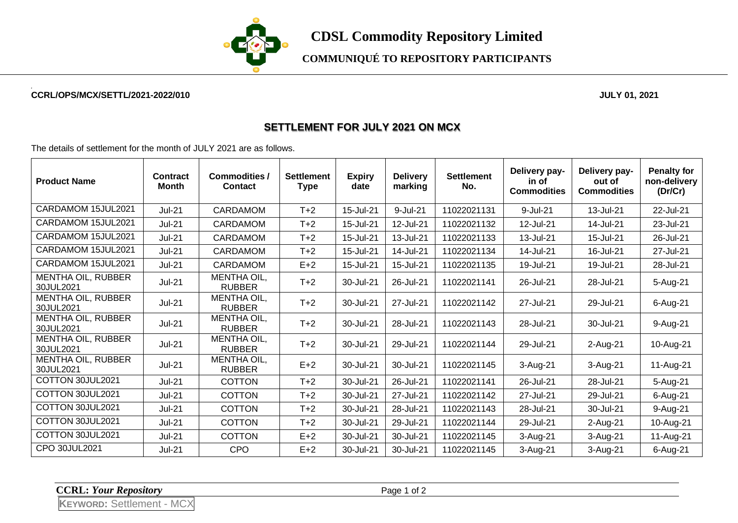# CDSL Commodity Repository Limited

## COMMUNIQUÉ TO REPOSITORY PARTICIPANTS

**CCRL/OPS/MCX/SETTL/2021-2022/010** **JULY 01, 2021**

### SETTLEMENT FOR JULY 2021 ON MCX

The details of settlement for the month of JULY 2021 are as follows.

| Product Name | Contract Month | Commodities / Contact | Settlement Type | Expiry date | Delivery marking | Settlement No. | Delivery pay-in of Commodities | Delivery pay-out of Commodities | Penalty for non-delivery (Dr/Cr) |
|---|---|---|---|---|---|---|---|---|---|
| CARDAMOM 15JUL2021 | Jul-21 | CARDAMOM | T+2 | 15-Jul-21 | 9-Jul-21 | 11022021131 | 9-Jul-21 | 13-Jul-21 | 22-Jul-21 |
| CARDAMOM 15JUL2021 | Jul-21 | CARDAMOM | T+2 | 15-Jul-21 | 12-Jul-21 | 11022021132 | 12-Jul-21 | 14-Jul-21 | 23-Jul-21 |
| CARDAMOM 15JUL2021 | Jul-21 | CARDAMOM | T+2 | 15-Jul-21 | 13-Jul-21 | 11022021133 | 13-Jul-21 | 15-Jul-21 | 26-Jul-21 |
| CARDAMOM 15JUL2021 | Jul-21 | CARDAMOM | T+2 | 15-Jul-21 | 14-Jul-21 | 11022021134 | 14-Jul-21 | 16-Jul-21 | 27-Jul-21 |
| CARDAMOM 15JUL2021 | Jul-21 | CARDAMOM | E+2 | 15-Jul-21 | 15-Jul-21 | 11022021135 | 19-Jul-21 | 19-Jul-21 | 28-Jul-21 |
| MENTHA OIL, RUBBER 30JUL2021 | Jul-21 | MENTHA OIL, RUBBER | T+2 | 30-Jul-21 | 26-Jul-21 | 11022021141 | 26-Jul-21 | 28-Jul-21 | 5-Aug-21 |
| MENTHA OIL, RUBBER 30JUL2021 | Jul-21 | MENTHA OIL, RUBBER | T+2 | 30-Jul-21 | 27-Jul-21 | 11022021142 | 27-Jul-21 | 29-Jul-21 | 6-Aug-21 |
| MENTHA OIL, RUBBER 30JUL2021 | Jul-21 | MENTHA OIL, RUBBER | T+2 | 30-Jul-21 | 28-Jul-21 | 11022021143 | 28-Jul-21 | 30-Jul-21 | 9-Aug-21 |
| MENTHA OIL, RUBBER 30JUL2021 | Jul-21 | MENTHA OIL, RUBBER | T+2 | 30-Jul-21 | 29-Jul-21 | 11022021144 | 29-Jul-21 | 2-Aug-21 | 10-Aug-21 |
| MENTHA OIL, RUBBER 30JUL2021 | Jul-21 | MENTHA OIL, RUBBER | E+2 | 30-Jul-21 | 30-Jul-21 | 11022021145 | 3-Aug-21 | 3-Aug-21 | 11-Aug-21 |
| COTTON 30JUL2021 | Jul-21 | COTTON | T+2 | 30-Jul-21 | 26-Jul-21 | 11022021141 | 26-Jul-21 | 28-Jul-21 | 5-Aug-21 |
| COTTON 30JUL2021 | Jul-21 | COTTON | T+2 | 30-Jul-21 | 27-Jul-21 | 11022021142 | 27-Jul-21 | 29-Jul-21 | 6-Aug-21 |
| COTTON 30JUL2021 | Jul-21 | COTTON | T+2 | 30-Jul-21 | 28-Jul-21 | 11022021143 | 28-Jul-21 | 30-Jul-21 | 9-Aug-21 |
| COTTON 30JUL2021 | Jul-21 | COTTON | T+2 | 30-Jul-21 | 29-Jul-21 | 11022021144 | 29-Jul-21 | 2-Aug-21 | 10-Aug-21 |
| COTTON 30JUL2021 | Jul-21 | COTTON | E+2 | 30-Jul-21 | 30-Jul-21 | 11022021145 | 3-Aug-21 | 3-Aug-21 | 11-Aug-21 |
| CPO 30JUL2021 | Jul-21 | CPO | E+2 | 30-Jul-21 | 30-Jul-21 | 11022021145 | 3-Aug-21 | 3-Aug-21 | 6-Aug-21 |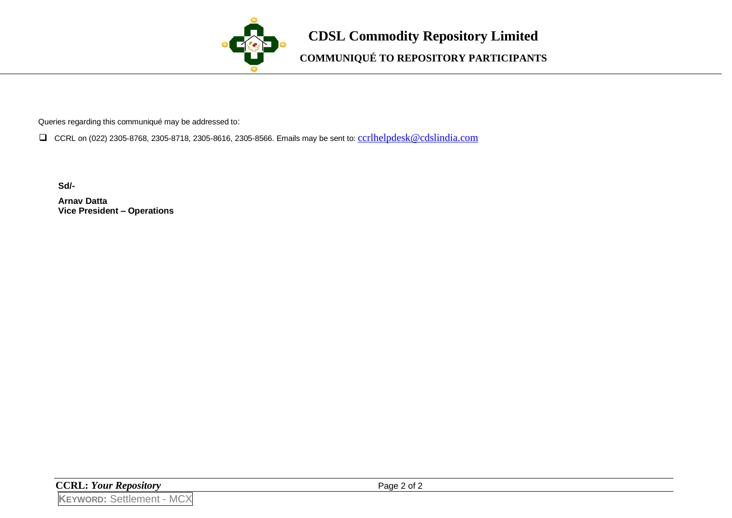Queries regarding this communiqué may be addressed to:

- CCRL on (022) 2305-8768, 2305-8718, 2305-8616, 2305-8566. Emails may be sent to: ccrlhelpdesk@cdslindia.com

**Sd/-**

**Arnav Datta**
**Vice President – Operations**

**KEYWORD:** Settlement - MCX